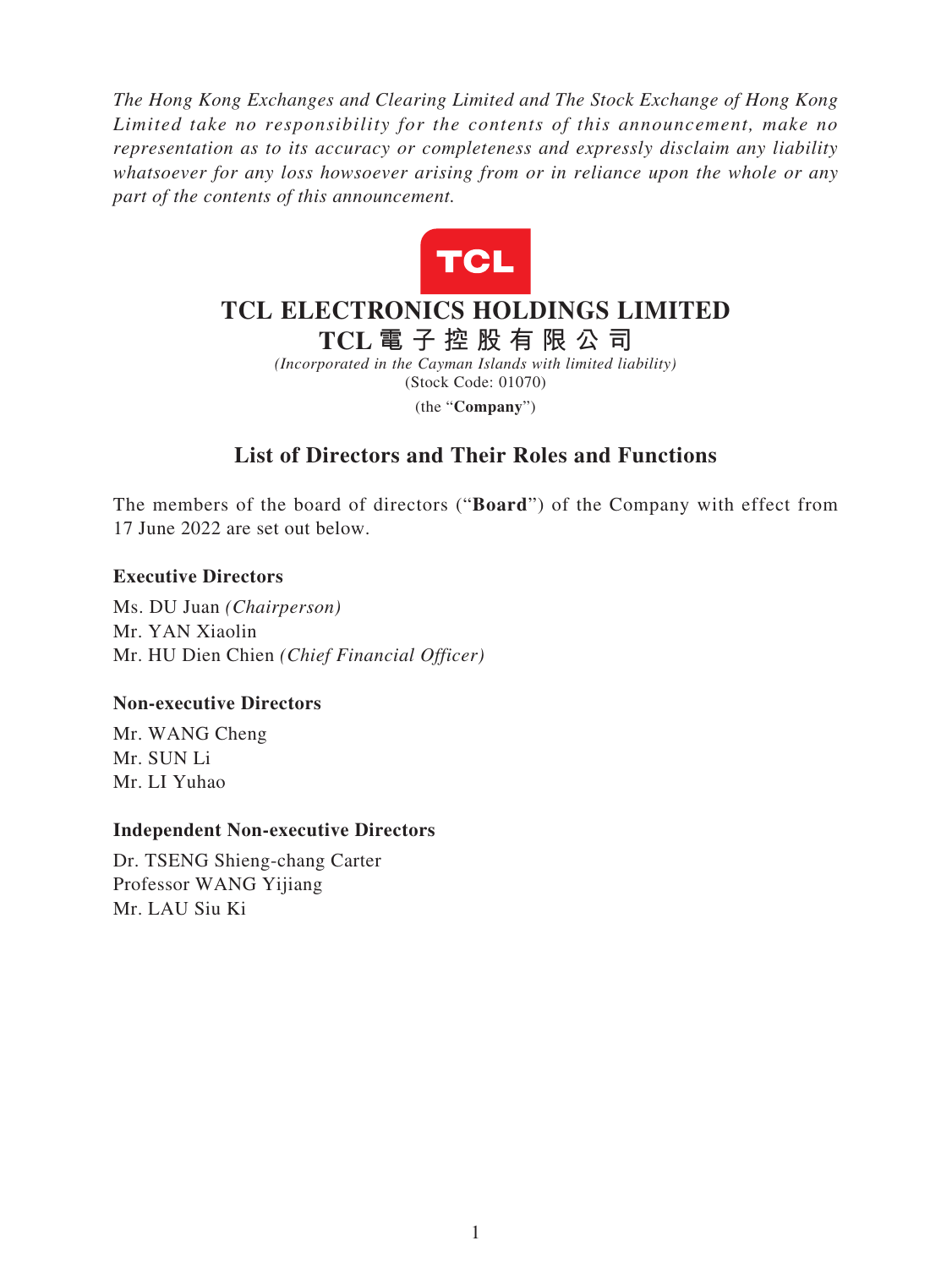*The Hong Kong Exchanges and Clearing Limited and The Stock Exchange of Hong Kong Limited take no responsibility for the contents of this announcement, make no representation as to its accuracy or completeness and expressly disclaim any liability whatsoever for any loss howsoever arising from or in reliance upon the whole or any part of the contents of this announcement.*

# TCL ELECTRONICS HOLDINGS LIMITED
# TCL 電 子 控 股 有 限 公 司

*(Incorporated in the Cayman Islands with limited liability)*
(Stock Code: 01070)
(the "**Company**")

## List of Directors and Their Roles and Functions

The members of the board of directors ("**Board**") of the Company with effect from 17 June 2022 are set out below.

**Executive Directors**

Ms. DU Juan *(Chairperson)*
Mr. YAN Xiaolin
Mr. HU Dien Chien *(Chief Financial Officer)*

**Non-executive Directors**

Mr. WANG Cheng
Mr. SUN Li
Mr. LI Yuhao

**Independent Non-executive Directors**

Dr. TSENG Shieng-chang Carter
Professor WANG Yijiang
Mr. LAU Siu Ki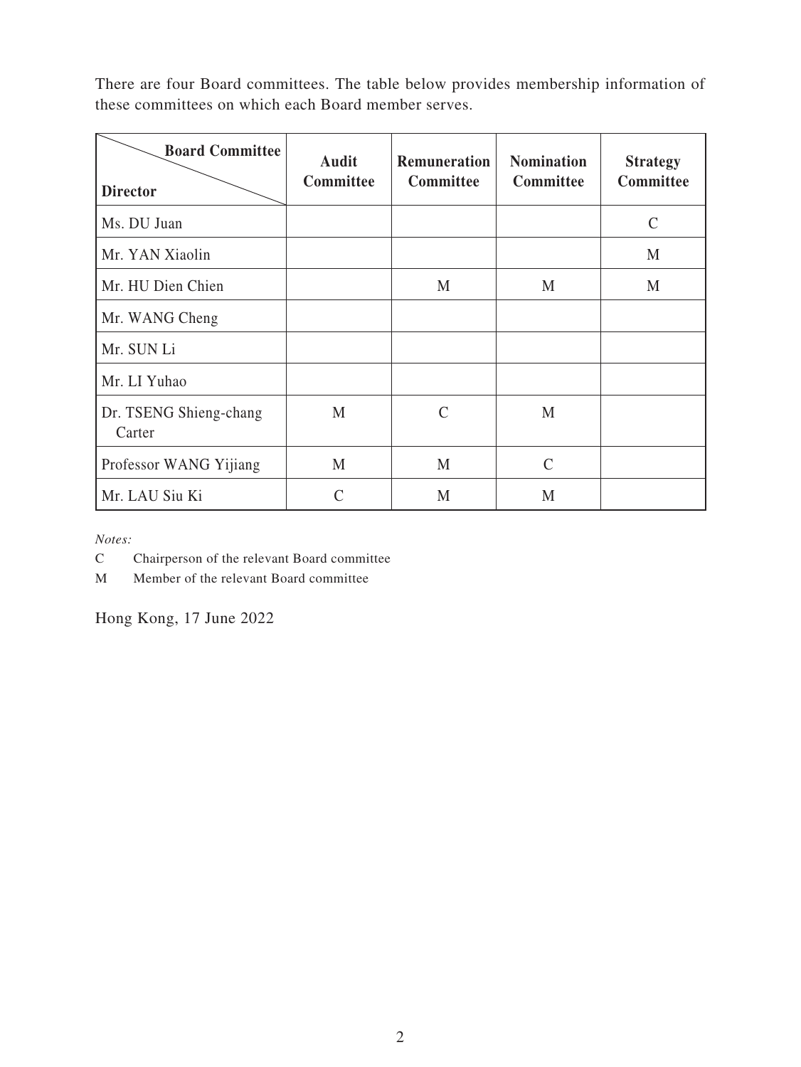There are four Board committees. The table below provides membership information of these committees on which each Board member serves.

| Board Committee / Director | Audit Committee | Remuneration Committee | Nomination Committee | Strategy Committee |
|---|---|---|---|---|
| Ms. DU Juan | | | | C |
| Mr. YAN Xiaolin | | | | M |
| Mr. HU Dien Chien | | M | M | M |
| Mr. WANG Cheng | | | | |
| Mr. SUN Li | | | | |
| Mr. LI Yuhao | | | | |
| Dr. TSENG Shieng-chang Carter | M | C | M | |
| Professor WANG Yijiang | M | M | C | |
| Mr. LAU Siu Ki | C | M | M | |

*Notes:*

C Chairperson of the relevant Board committee

M Member of the relevant Board committee

Hong Kong, 17 June 2022